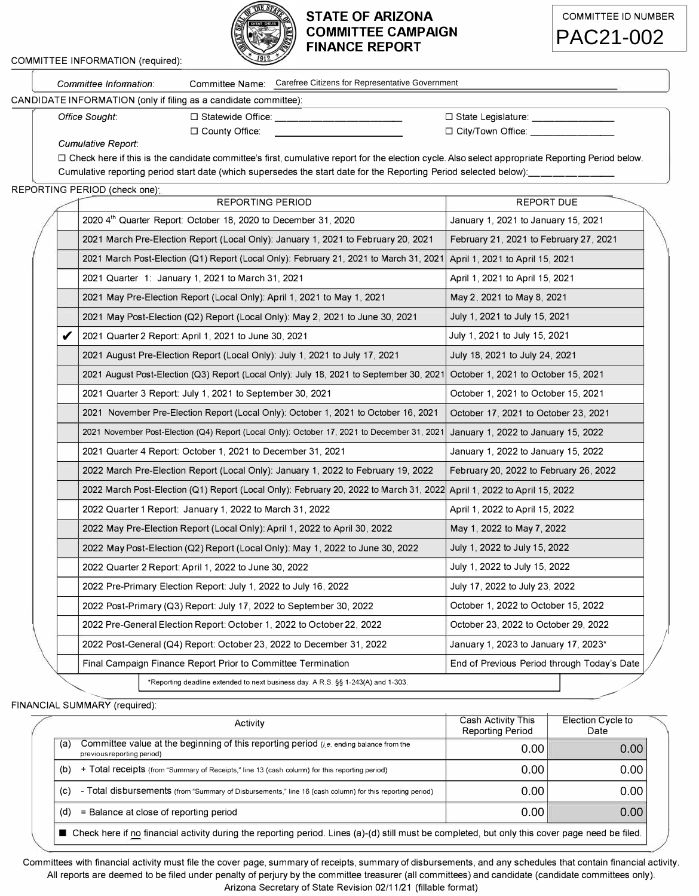# STATE OF ARIZONA COMMITTEE CAMPAIGN FINANCE REPORT

COMMITTEE ID NUMBER
PAC21-002

COMMITTEE INFORMATION (required):

*Committee Information*: Committee Name: Carefree Citizens for Representative Government

CANDIDATE INFORMATION (only if filing as a candidate committee):

*Office Sought*:
☐ Statewide Office: ______________________ ☐ State Legislature: ______________
☐ County Office: ______________________ ☐ City/Town Office: ______________

*Cumulative Report*:
☐ Check here if this is the candidate committee's first, cumulative report for the election cycle. Also select appropriate Reporting Period below.
Cumulative reporting period start date (which supersedes the start date for the Reporting Period selected below): ______________

REPORTING PERIOD (check one):

| | REPORTING PERIOD | REPORT DUE |
|---|---|---|
| | 2020 4th Quarter Report: October 18, 2020 to December 31, 2020 | January 1, 2021 to January 15, 2021 |
| | 2021 March Pre-Election Report (Local Only): January 1, 2021 to February 20, 2021 | February 21, 2021 to February 27, 2021 |
| | 2021 March Post-Election (Q1) Report (Local Only): February 21, 2021 to March 31, 2021 | April 1, 2021 to April 15, 2021 |
| | 2021 Quarter 1: January 1, 2021 to March 31, 2021 | April 1, 2021 to April 15, 2021 |
| | 2021 May Pre-Election Report (Local Only): April 1, 2021 to May 1, 2021 | May 2, 2021 to May 8, 2021 |
| | 2021 May Post-Election (Q2) Report (Local Only): May 2, 2021 to June 30, 2021 | July 1, 2021 to July 15, 2021 |
| ✔ | 2021 Quarter 2 Report: April 1, 2021 to June 30, 2021 | July 1, 2021 to July 15, 2021 |
| | 2021 August Pre-Election Report (Local Only): July 1, 2021 to July 17, 2021 | July 18, 2021 to July 24, 2021 |
| | 2021 August Post-Election (Q3) Report (Local Only): July 18, 2021 to September 30, 2021 | October 1, 2021 to October 15, 2021 |
| | 2021 Quarter 3 Report: July 1, 2021 to September 30, 2021 | October 1, 2021 to October 15, 2021 |
| | 2021 November Pre-Election Report (Local Only): October 1, 2021 to October 16, 2021 | October 17, 2021 to October 23, 2021 |
| | 2021 November Post-Election (Q4) Report (Local Only): October 17, 2021 to December 31, 2021 | January 1, 2022 to January 15, 2022 |
| | 2021 Quarter 4 Report: October 1, 2021 to December 31, 2021 | January 1, 2022 to January 15, 2022 |
| | 2022 March Pre-Election Report (Local Only): January 1, 2022 to February 19, 2022 | February 20, 2022 to February 26, 2022 |
| | 2022 March Post-Election (Q1) Report (Local Only): February 20, 2022 to March 31, 2022 | April 1, 2022 to April 15, 2022 |
| | 2022 Quarter 1 Report: January 1, 2022 to March 31, 2022 | April 1, 2022 to April 15, 2022 |
| | 2022 May Pre-Election Report (Local Only): April 1, 2022 to April 30, 2022 | May 1, 2022 to May 7, 2022 |
| | 2022 May Post-Election (Q2) Report (Local Only): May 1, 2022 to June 30, 2022 | July 1, 2022 to July 15, 2022 |
| | 2022 Quarter 2 Report: April 1, 2022 to June 30, 2022 | July 1, 2022 to July 15, 2022 |
| | 2022 Pre-Primary Election Report: July 1, 2022 to July 16, 2022 | July 17, 2022 to July 23, 2022 |
| | 2022 Post-Primary (Q3) Report: July 17, 2022 to September 30, 2022 | October 1, 2022 to October 15, 2022 |
| | 2022 Pre-General Election Report: October 1, 2022 to October 22, 2022 | October 23, 2022 to October 29, 2022 |
| | 2022 Post-General (Q4) Report: October 23, 2022 to December 31, 2022 | January 1, 2023 to January 17, 2023* |
| | Final Campaign Finance Report Prior to Committee Termination | End of Previous Period through Today's Date |

*Reporting deadline extended to next business day. A.R.S. §§ 1-243(A) and 1-303.

FINANCIAL SUMMARY (required):

| | Activity | Cash Activity This Reporting Period | Election Cycle to Date |
|---|---|---|---|
| (a) | Committee value at the beginning of this reporting period (*i.e.* ending balance from the previous reporting period) | 0.00 | 0.00 |
| (b) | + Total receipts (from "Summary of Receipts," line 13 (cash column) for this reporting period) | 0.00 | 0.00 |
| (c) | - Total disbursements (from "Summary of Disbursements," line 16 (cash column) for this reporting period) | 0.00 | 0.00 |
| (d) | = Balance at close of reporting period | 0.00 | 0.00 |

■ Check here if no financial activity during the reporting period. Lines (a)-(d) still must be completed, but only this cover page need be filed.

Committees with financial activity must file the cover page, summary of receipts, summary of disbursements, and any schedules that contain financial activity. All reports are deemed to be filed under penalty of perjury by the committee treasurer (all committees) and candidate (candidate committees only).
Arizona Secretary of State Revision 02/11/21 (fillable format)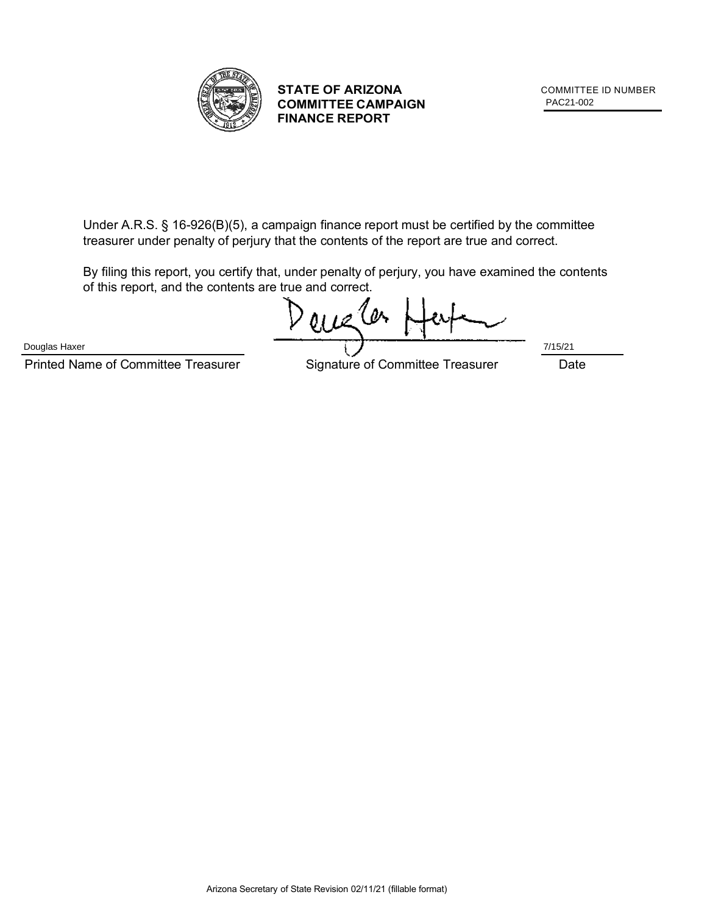**STATE OF ARIZONA**
**COMMITTEE CAMPAIGN**
**FINANCE REPORT**

COMMITTEE ID NUMBER
PAC21-002

Under A.R.S. § 16-926(B)(5), a campaign finance report must be certified by the committee treasurer under penalty of perjury that the contents of the report are true and correct.

By filing this report, you certify that, under penalty of perjury, you have examined the contents of this report, and the contents are true and correct.

| | | |
|---|---|---|
| Douglas Haxer | | 7/15/21 |
| Printed Name of Committee Treasurer | Signature of Committee Treasurer | Date |

Arizona Secretary of State Revision 02/11/21 (fillable format)